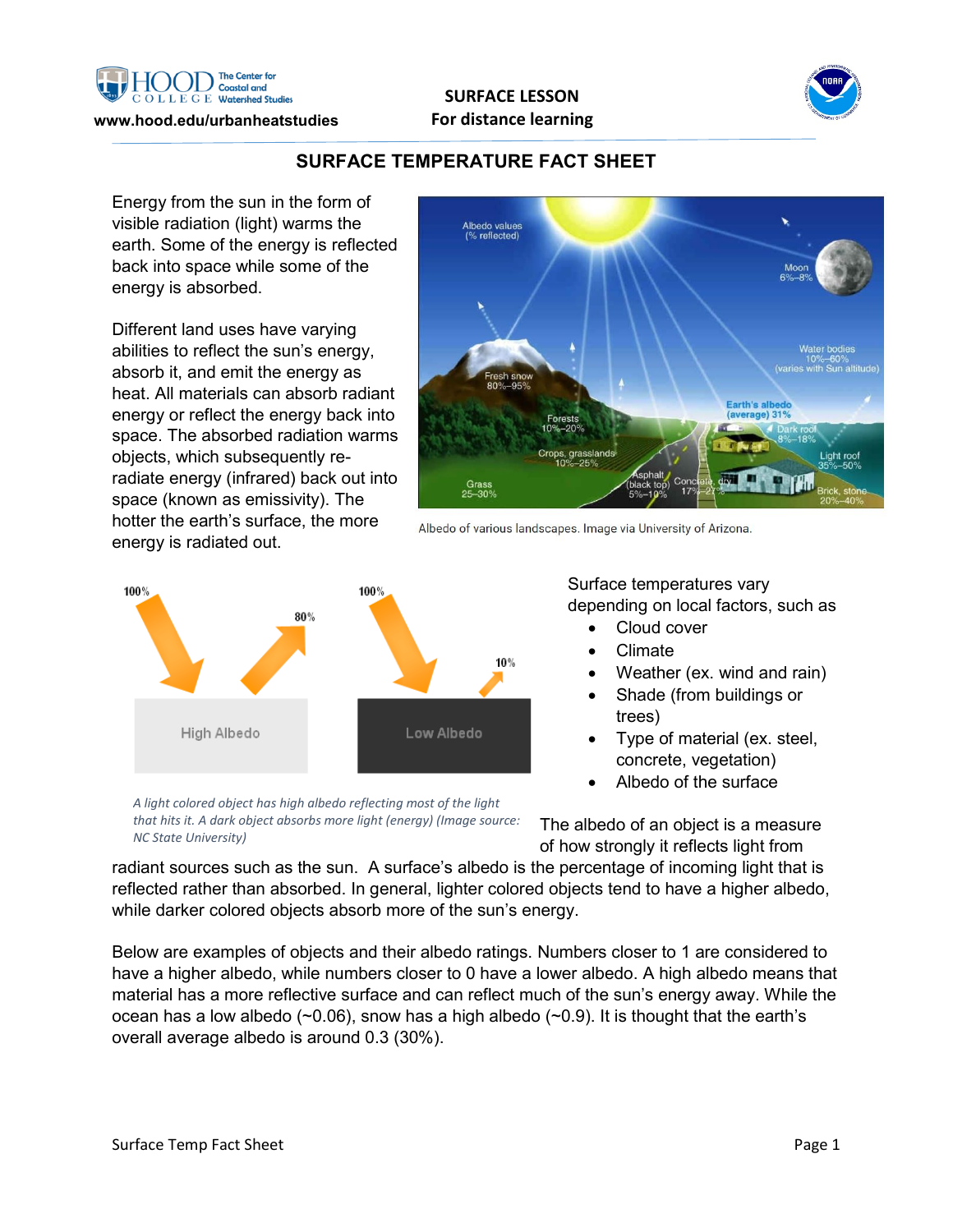www.hood.edu/urbanheatstudies

**SURFACE LESSON**
**For distance learning**

# SURFACE TEMPERATURE FACT SHEET

Energy from the sun in the form of visible radiation (light) warms the earth. Some of the energy is reflected back into space while some of the energy is absorbed.

Different land uses have varying abilities to reflect the sun's energy, absorb it, and emit the energy as heat. All materials can absorb radiant energy or reflect the energy back into space. The absorbed radiation warms objects, which subsequently re-radiate energy (infrared) back out into space (known as emissivity). The hotter the earth's surface, the more energy is radiated out.

Albedo of various landscapes. Image via University of Arizona.

*A light colored object has high albedo reflecting most of the light that hits it. A dark object absorbs more light (energy) (Image source: NC State University)*

Surface temperatures vary depending on local factors, such as

- Cloud cover
- Climate
- Weather (ex. wind and rain)
- Shade (from buildings or trees)
- Type of material (ex. steel, concrete, vegetation)
- Albedo of the surface

The albedo of an object is a measure of how strongly it reflects light from radiant sources such as the sun. A surface's albedo is the percentage of incoming light that is reflected rather than absorbed. In general, lighter colored objects tend to have a higher albedo, while darker colored objects absorb more of the sun's energy.

Below are examples of objects and their albedo ratings. Numbers closer to 1 are considered to have a higher albedo, while numbers closer to 0 have a lower albedo. A high albedo means that material has a more reflective surface and can reflect much of the sun's energy away. While the ocean has a low albedo (~0.06), snow has a high albedo (~0.9). It is thought that the earth's overall average albedo is around 0.3 (30%).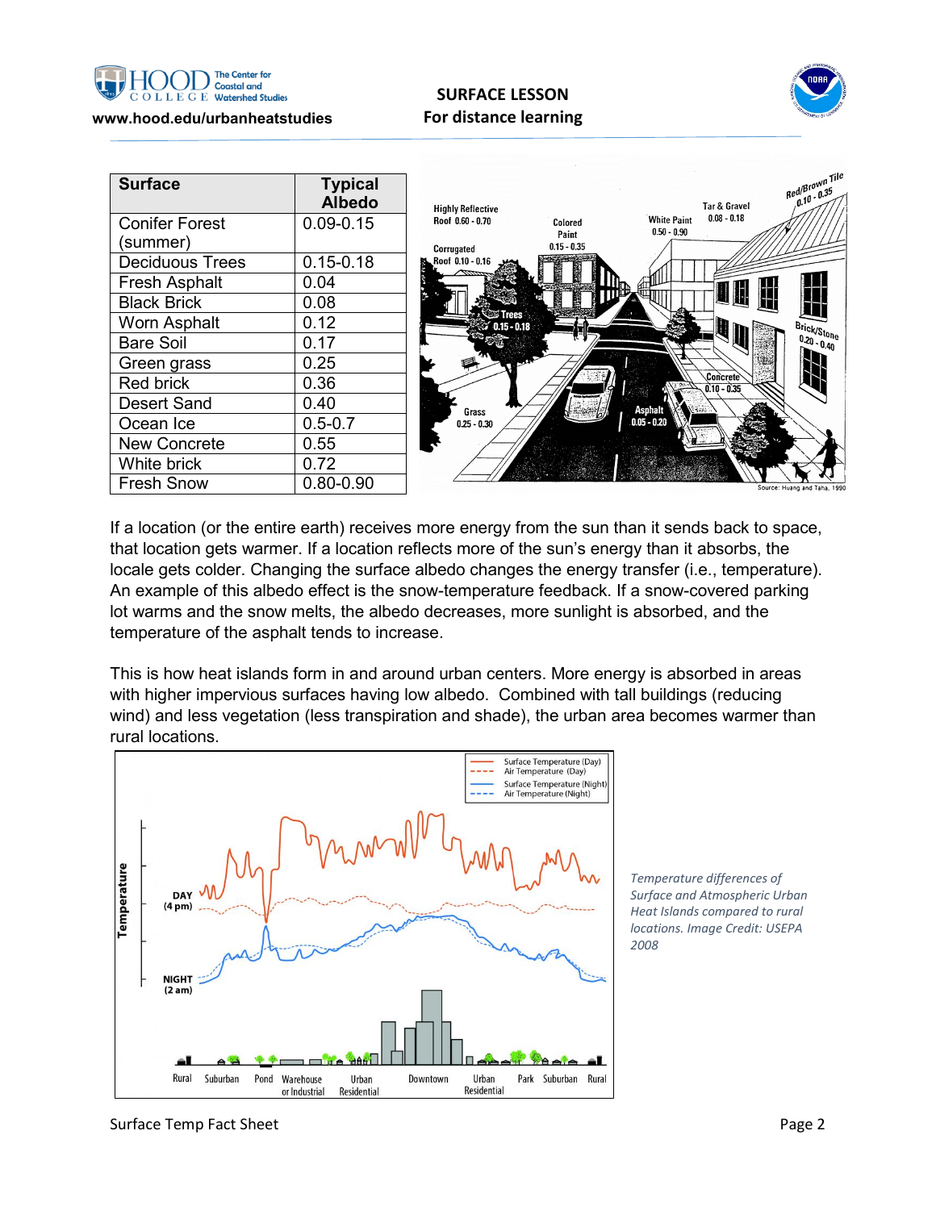| Surface | Typical Albedo |
|---|---|
| Conifer Forest (summer) | 0.09-0.15 |
| Deciduous Trees | 0.15-0.18 |
| Fresh Asphalt | 0.04 |
| Black Brick | 0.08 |
| Worn Asphalt | 0.12 |
| Bare Soil | 0.17 |
| Green grass | 0.25 |
| Red brick | 0.36 |
| Desert Sand | 0.40 |
| Ocean Ice | 0.5-0.7 |
| New Concrete | 0.55 |
| White brick | 0.72 |
| Fresh Snow | 0.80-0.90 |

If a location (or the entire earth) receives more energy from the sun than it sends back to space, that location gets warmer. If a location reflects more of the sun's energy than it absorbs, the locale gets colder. Changing the surface albedo changes the energy transfer (i.e., temperature). An example of this albedo effect is the snow-temperature feedback. If a snow-covered parking lot warms and the snow melts, the albedo decreases, more sunlight is absorbed, and the temperature of the asphalt tends to increase.

This is how heat islands form in and around urban centers. More energy is absorbed in areas with higher impervious surfaces having low albedo. Combined with tall buildings (reducing wind) and less vegetation (less transpiration and shade), the urban area becomes warmer than rural locations.

*Temperature differences of Surface and Atmospheric Urban Heat Islands compared to rural locations. Image Credit: USEPA 2008*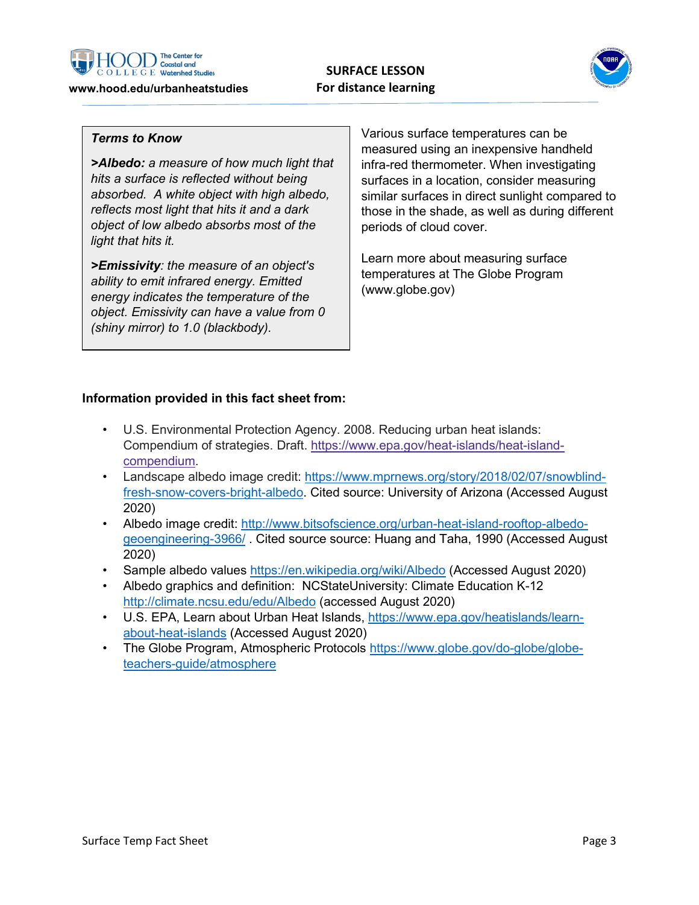### *Terms to Know*

***>Albedo:*** *a measure of how much light that hits a surface is reflected without being absorbed. A white object with high albedo, reflects most light that hits it and a dark object of low albedo absorbs most of the light that hits it.*

***>Emissivity****: the measure of an object's ability to emit infrared energy. Emitted energy indicates the temperature of the object. Emissivity can have a value from 0 (shiny mirror) to 1.0 (blackbody).*

Various surface temperatures can be measured using an inexpensive handheld infra-red thermometer. When investigating surfaces in a location, consider measuring similar surfaces in direct sunlight compared to those in the shade, as well as during different periods of cloud cover.

Learn more about measuring surface temperatures at The Globe Program (www.globe.gov)

**Information provided in this fact sheet from:**

- U.S. Environmental Protection Agency. 2008. Reducing urban heat islands: Compendium of strategies. Draft. https://www.epa.gov/heat-islands/heat-island-compendium.
- Landscape albedo image credit: https://www.mprnews.org/story/2018/02/07/snowblind-fresh-snow-covers-bright-albedo. Cited source: University of Arizona (Accessed August 2020)
- Albedo image credit: http://www.bitsofscience.org/urban-heat-island-rooftop-albedo-geoengineering-3966/ . Cited source source: Huang and Taha, 1990 (Accessed August 2020)
- Sample albedo values https://en.wikipedia.org/wiki/Albedo (Accessed August 2020)
- Albedo graphics and definition: NCStateUniversity: Climate Education K-12 http://climate.ncsu.edu/edu/Albedo (accessed August 2020)
- U.S. EPA, Learn about Urban Heat Islands, https://www.epa.gov/heatislands/learn-about-heat-islands (Accessed August 2020)
- The Globe Program, Atmospheric Protocols https://www.globe.gov/do-globe/globe-teachers-guide/atmosphere